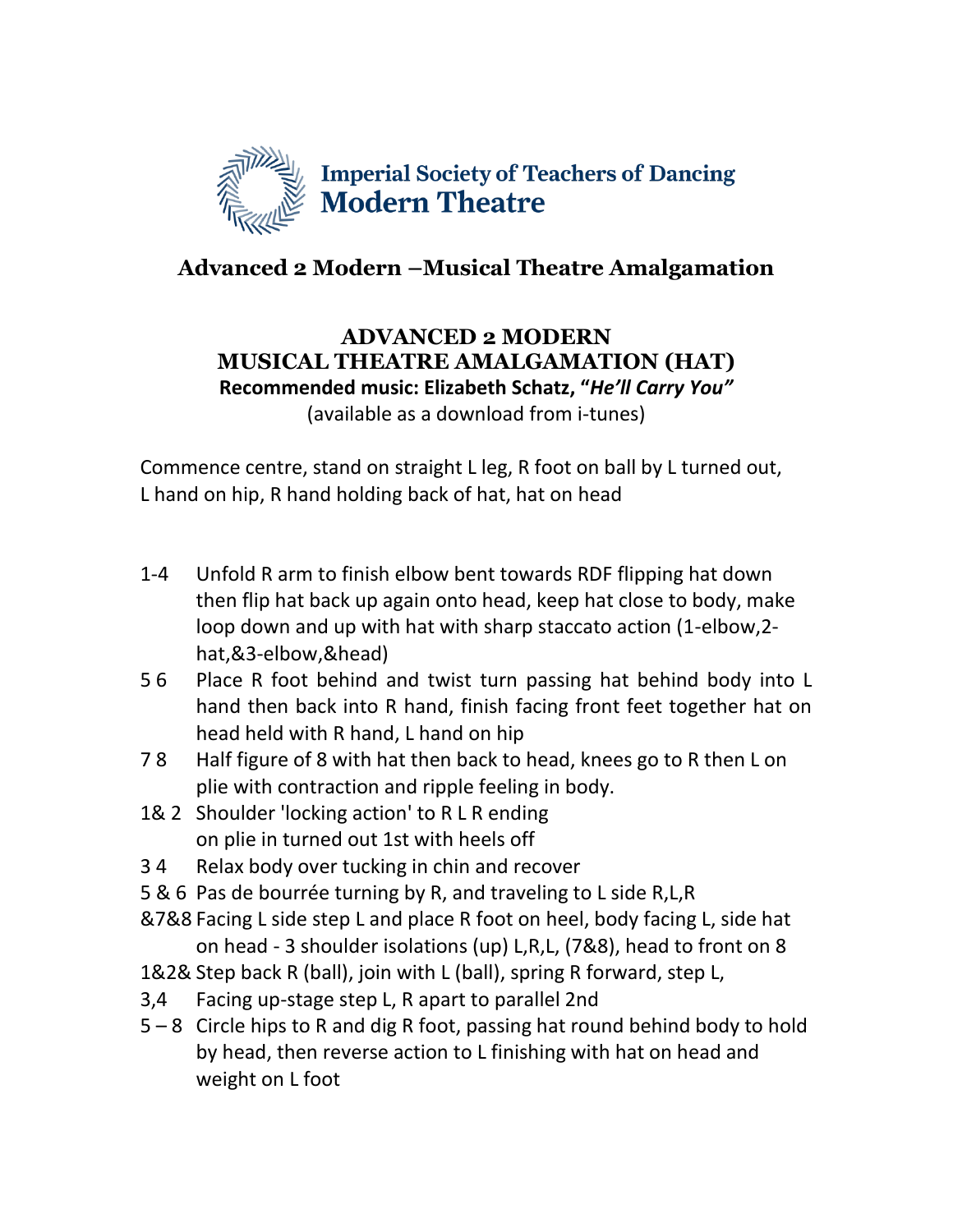**Imperial Society of Teachers of Dancing**
**Modern Theatre**

## Advanced 2 Modern –Musical Theatre Amalgamation

### ADVANCED 2 MODERN
### MUSICAL THEATRE AMALGAMATION (HAT)

**Recommended music: Elizabeth Schatz, "*He'll Carry You"***
(available as a download from i-tunes)

Commence centre, stand on straight L leg, R foot on ball by L turned out, L hand on hip, R hand holding back of hat, hat on head

| | |
|---|---|
| 1-4 | Unfold R arm to finish elbow bent towards RDF flipping hat down then flip hat back up again onto head, keep hat close to body, make loop down and up with hat with sharp staccato action (1-elbow,2-hat,&3-elbow,&head) |
| 5 6 | Place R foot behind and twist turn passing hat behind body into L hand then back into R hand, finish facing front feet together hat on head held with R hand, L hand on hip |
| 7 8 | Half figure of 8 with hat then back to head, knees go to R then L on plie with contraction and ripple feeling in body. |
| 1& 2 | Shoulder 'locking action' to R L R ending on plie in turned out 1st with heels off |
| 3 4 | Relax body over tucking in chin and recover |
| 5 & 6 | Pas de bourrée turning by R, and traveling to L side R,L,R |
| &7&8 | Facing L side step L and place R foot on heel, body facing L, side hat on head - 3 shoulder isolations (up) L,R,L, (7&8), head to front on 8 |
| 1&2& | Step back R (ball), join with L (ball), spring R forward, step L, |
| 3,4 | Facing up-stage step L, R apart to parallel 2nd |
| 5 – 8 | Circle hips to R and dig R foot, passing hat round behind body to hold by head, then reverse action to L finishing with hat on head and weight on L foot |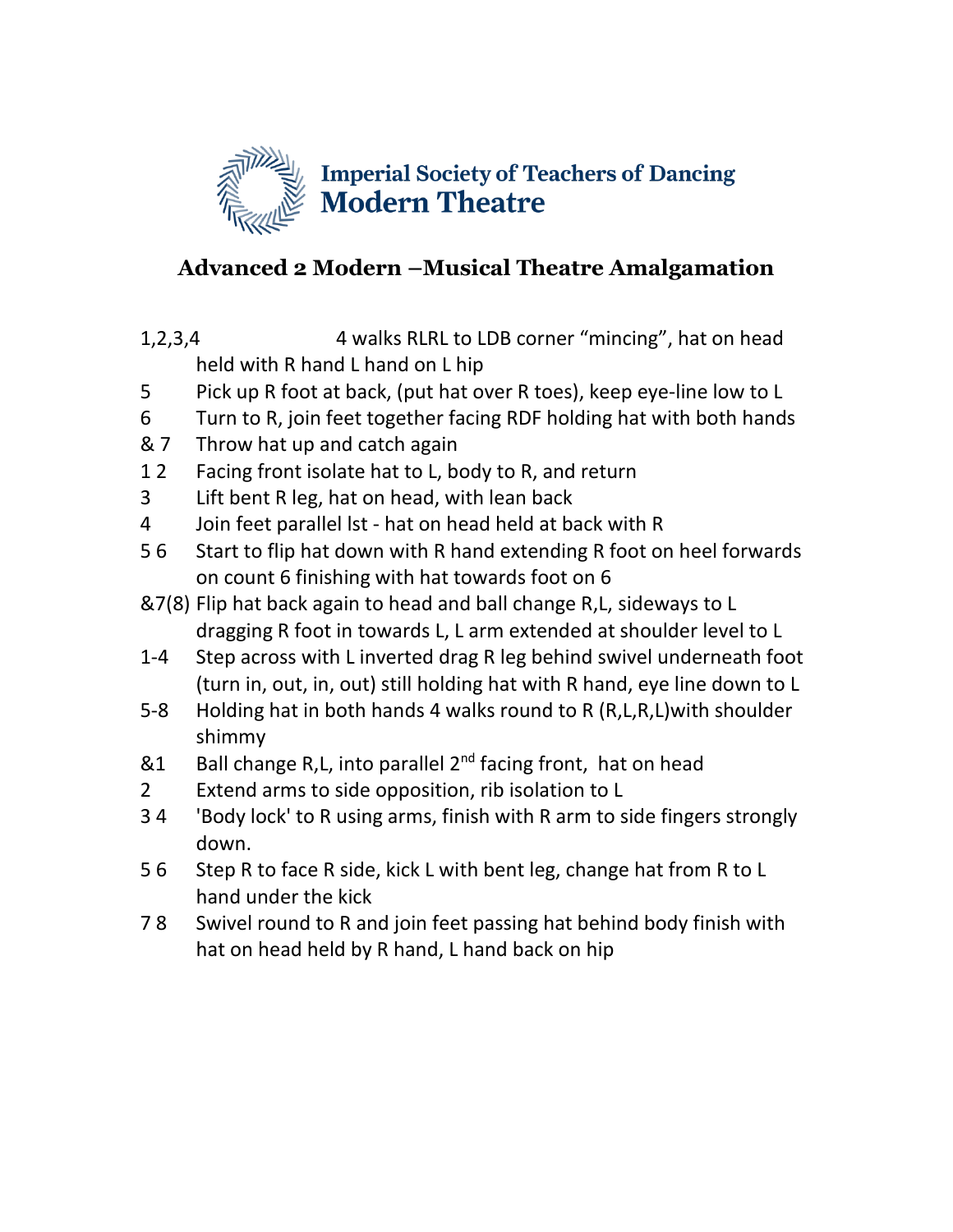Imperial Society of Teachers of Dancing
**Modern Theatre**

## Advanced 2 Modern –Musical Theatre Amalgamation

| Count | Description |
| --- | --- |
| 1,2,3,4 | 4 walks RLRL to LDB corner "mincing", hat on head held with R hand L hand on L hip |
| 5 | Pick up R foot at back, (put hat over R toes), keep eye-line low to L |
| 6 | Turn to R, join feet together facing RDF holding hat with both hands |
| & 7 | Throw hat up and catch again |
| 1 2 | Facing front isolate hat to L, body to R, and return |
| 3 | Lift bent R leg, hat on head, with lean back |
| 4 | Join feet parallel lst - hat on head held at back with R |
| 5 6 | Start to flip hat down with R hand extending R foot on heel forwards on count 6 finishing with hat towards foot on 6 |
| &7(8) | Flip hat back again to head and ball change R,L, sideways to L dragging R foot in towards L, L arm extended at shoulder level to L |
| 1-4 | Step across with L inverted drag R leg behind swivel underneath foot (turn in, out, in, out) still holding hat with R hand, eye line down to L |
| 5-8 | Holding hat in both hands 4 walks round to R (R,L,R,L)with shoulder shimmy |
| &1 | Ball change R,L, into parallel 2nd facing front, hat on head |
| 2 | Extend arms to side opposition, rib isolation to L |
| 3 4 | 'Body lock' to R using arms, finish with R arm to side fingers strongly down. |
| 5 6 | Step R to face R side, kick L with bent leg, change hat from R to L hand under the kick |
| 7 8 | Swivel round to R and join feet passing hat behind body finish with hat on head held by R hand, L hand back on hip |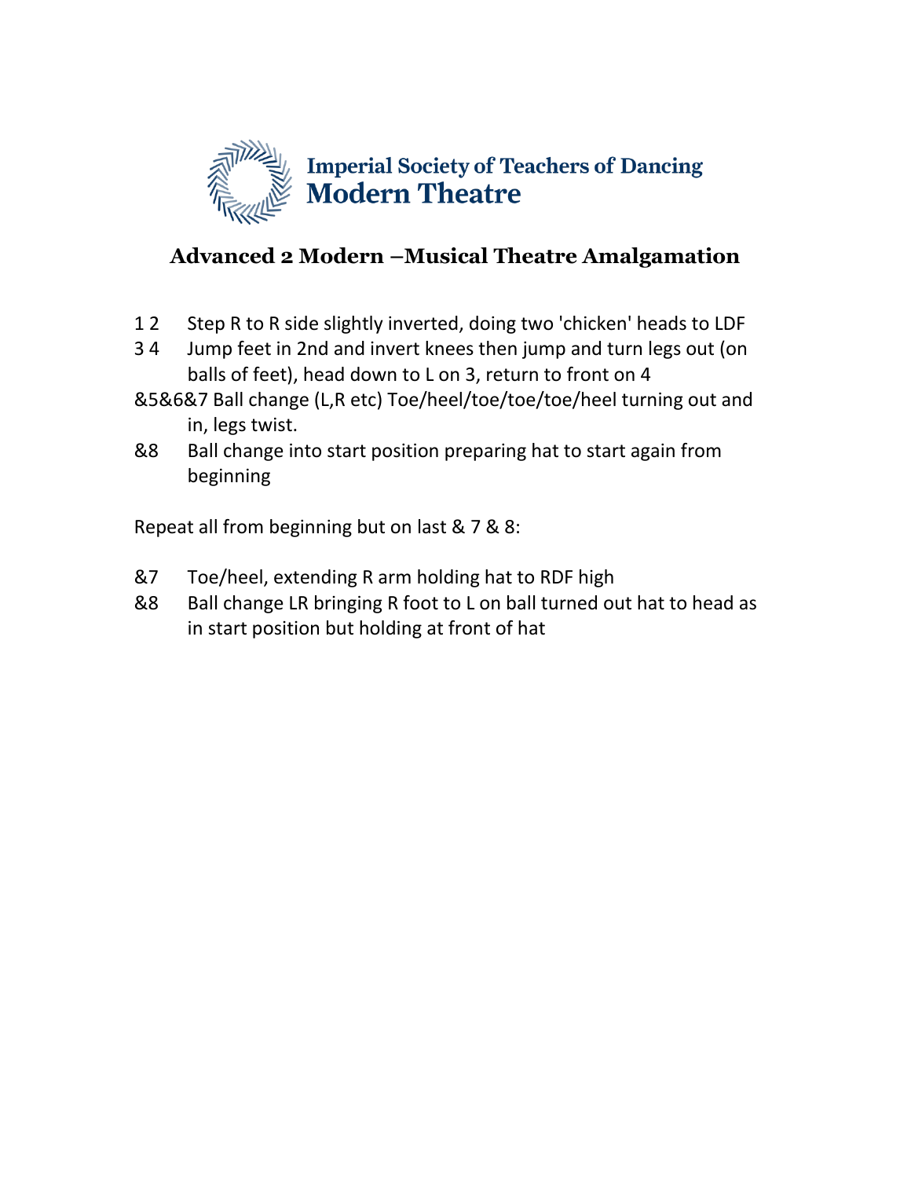Imperial Society of Teachers of Dancing
**Modern Theatre**

## Advanced 2 Modern –Musical Theatre Amalgamation

| | |
|---|---|
| 1 2 | Step R to R side slightly inverted, doing two 'chicken' heads to LDF |
| 3 4 | Jump feet in 2nd and invert knees then jump and turn legs out (on balls of feet), head down to L on 3, return to front on 4 |
| &5&6&7 | Ball change (L,R etc) Toe/heel/toe/toe/toe/heel turning out and in, legs twist. |
| &8 | Ball change into start position preparing hat to start again from beginning |

Repeat all from beginning but on last & 7 & 8:

| | |
|---|---|
| &7 | Toe/heel, extending R arm holding hat to RDF high |
| &8 | Ball change LR bringing R foot to L on ball turned out hat to head as in start position but holding at front of hat |